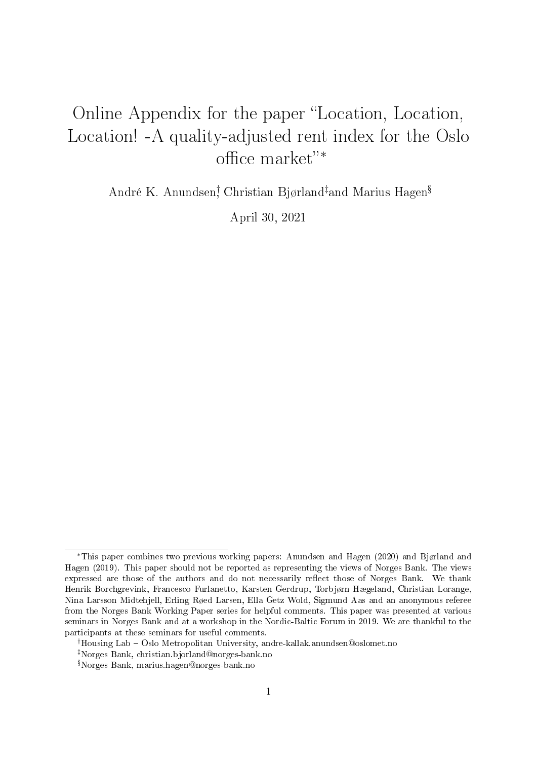# Online Appendix for the paper "Location, Location, Location! -A quality-adjusted rent index for the Oslo office market"*

André K. Anundsen[†], Christian Bjørland[‡] and Marius Hagen[§]

April 30, 2021

---

*This paper combines two previous working papers: Anundsen and Hagen (2020) and Bjørland and Hagen (2019). This paper should not be reported as representing the views of Norges Bank. The views expressed are those of the authors and do not necessarily reflect those of Norges Bank. We thank Henrik Borchgrevink, Francesco Furlanetto, Karsten Gerdrup, Torbjørn Hægeland, Christian Lorange, Nina Larsson Midtehjell, Erling Røed Larsen, Ella Getz Wold, Sigmund Aas and an anonymous referee from the Norges Bank Working Paper series for helpful comments. This paper was presented at various seminars in Norges Bank and at a workshop in the Nordic-Baltic Forum in 2019. We are thankful to the participants at these seminars for useful comments.

[†]Housing Lab – Oslo Metropolitan University, andre-kallak.anundsen@oslomet.no

[‡]Norges Bank, christian.bjorland@norges-bank.no

[§]Norges Bank, marius.hagen@norges-bank.no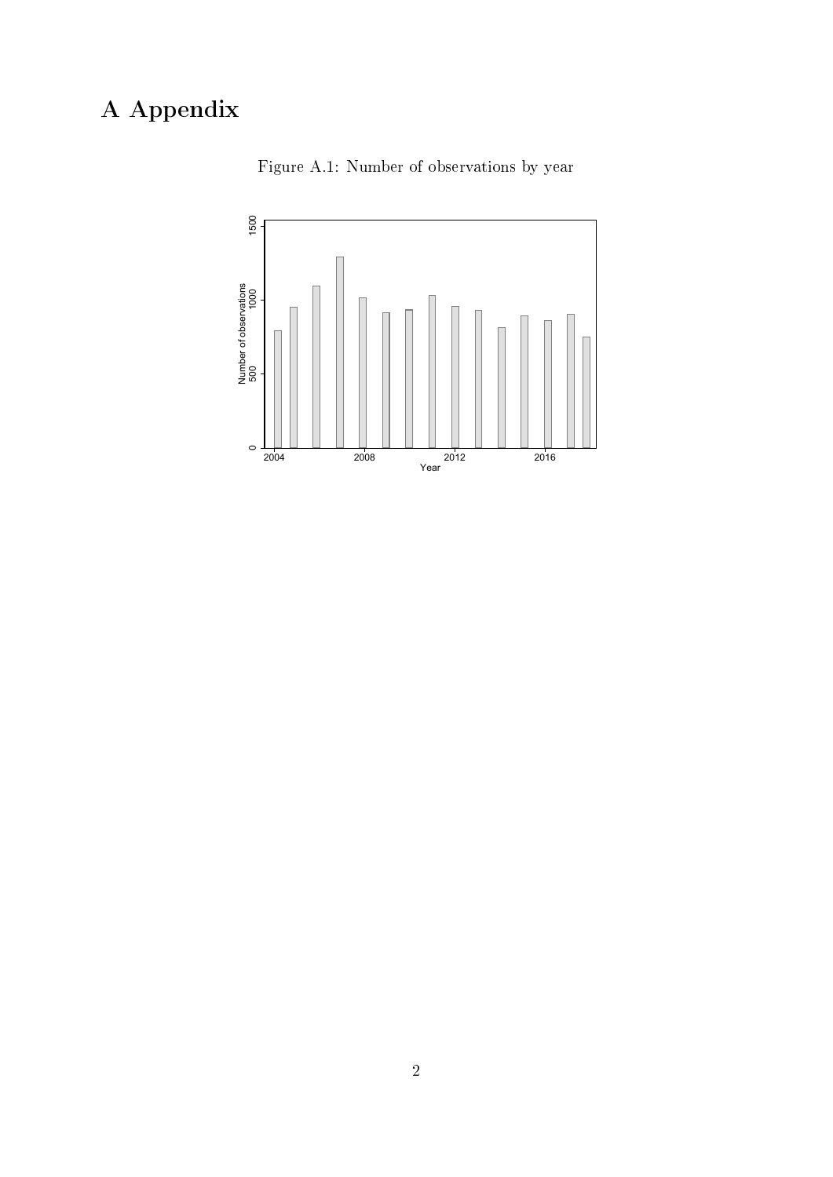# A Appendix

Figure A.1: Number of observations by year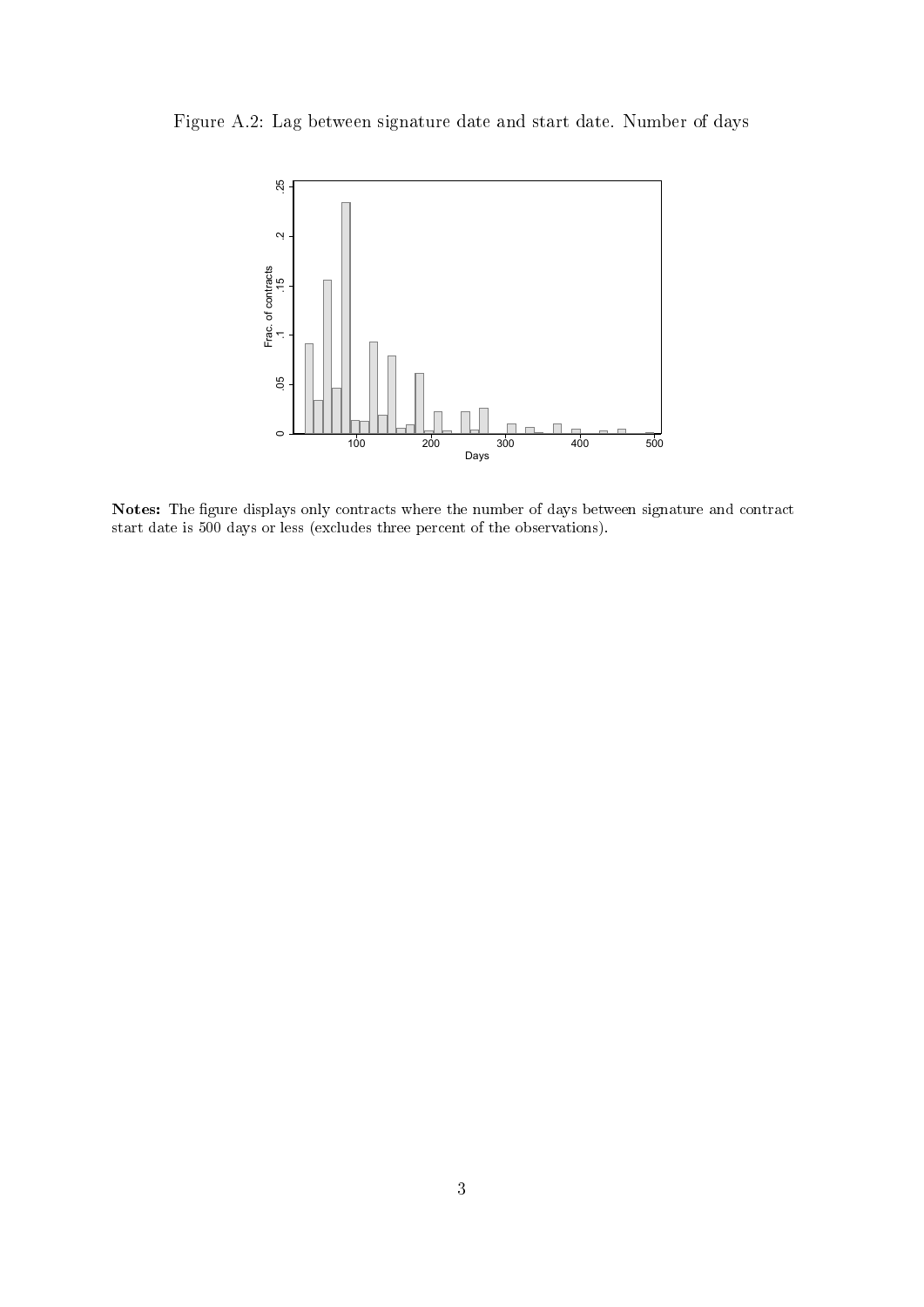Figure A.2: Lag between signature date and start date. Number of days

**Notes:** The figure displays only contracts where the number of days between signature and contract start date is 500 days or less (excludes three percent of the observations).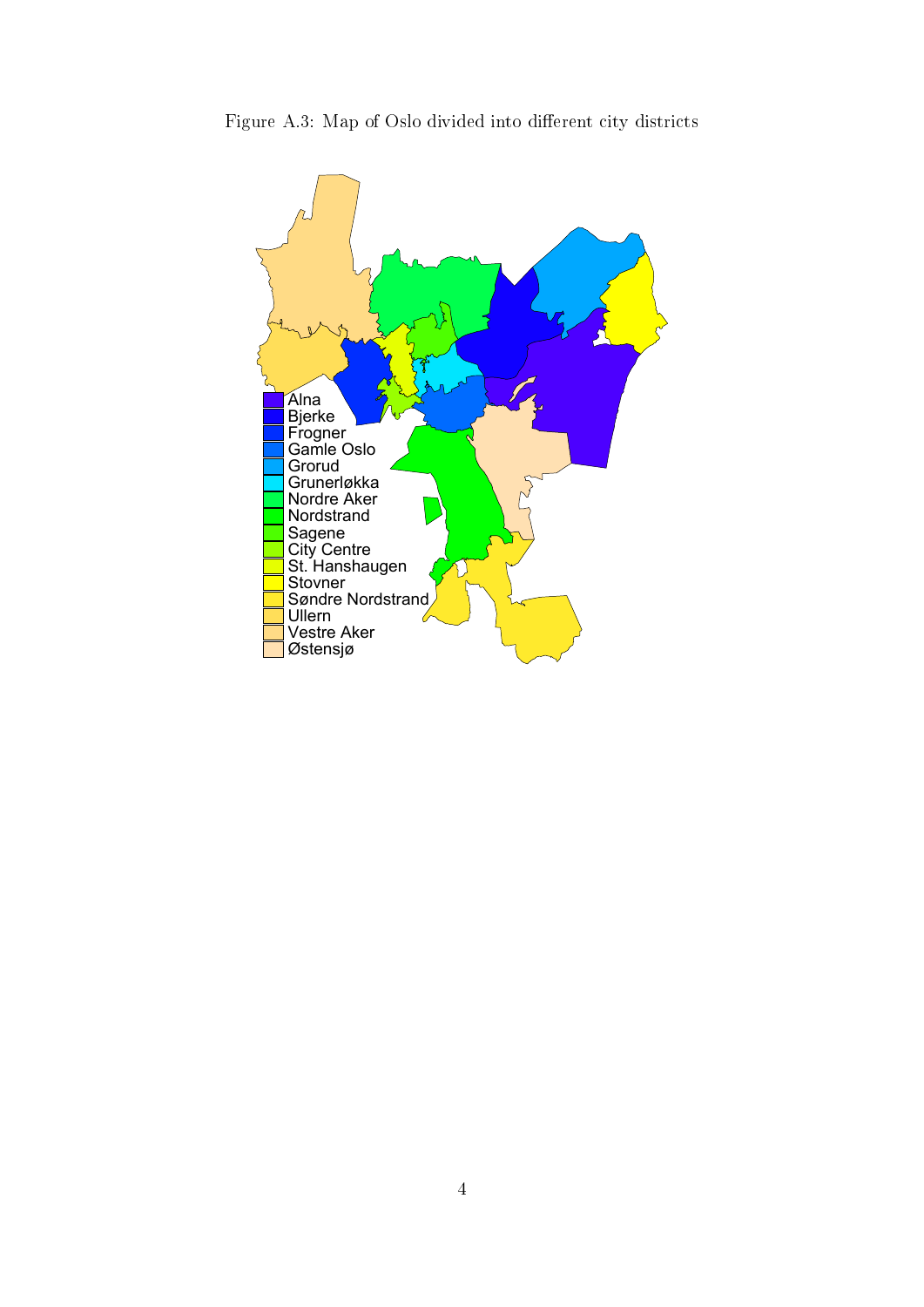Figure A.3: Map of Oslo divided into different city districts

Alna
Bjerke
Frogner
Gamle Oslo
Grorud
Grunerløkka
Nordre Aker
Nordstrand
Sagene
City Centre
St. Hanshaugen
Stovner
Søndre Nordstrand
Ullern
Vestre Aker
Østensjø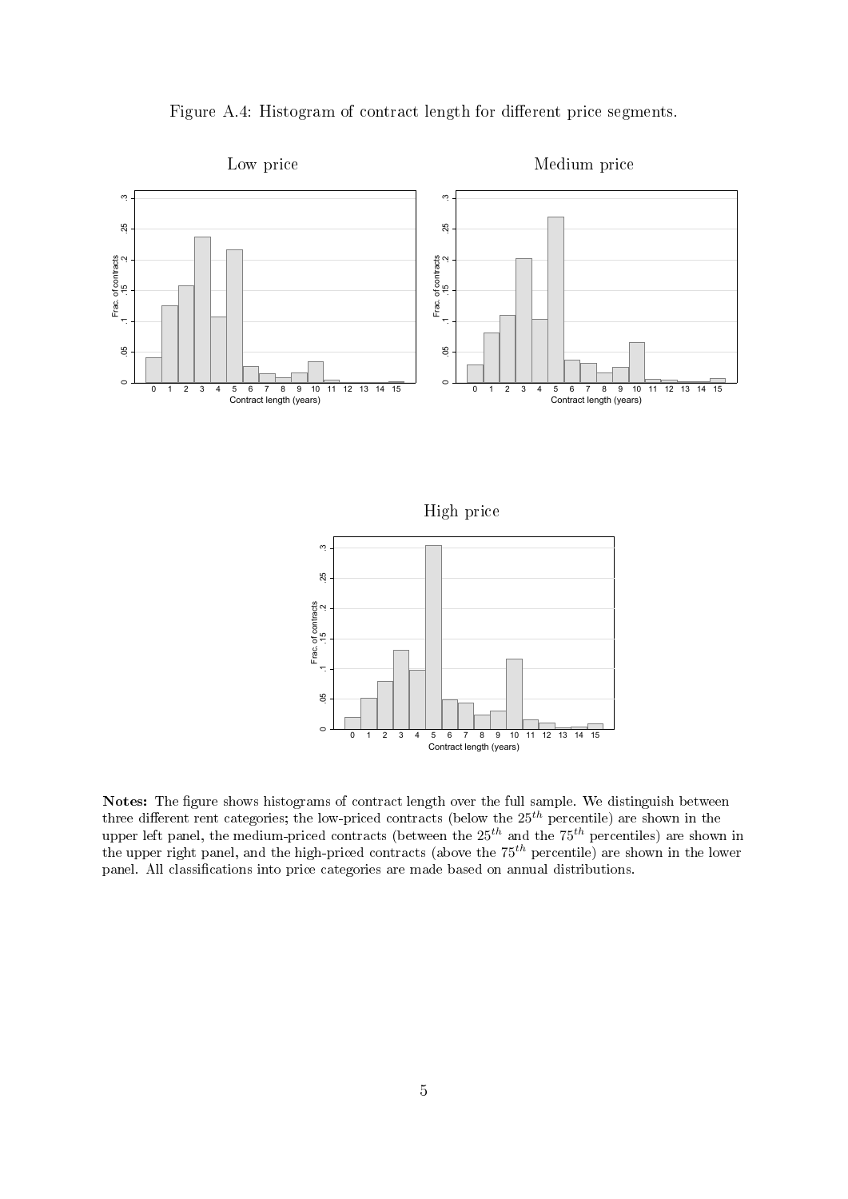Figure A.4: Histogram of contract length for different price segments.

Low price

Medium price

High price

**Notes:** The figure shows histograms of contract length over the full sample. We distinguish between three different rent categories; the low-priced contracts (below the $25^{th}$ percentile) are shown in the upper left panel, the medium-priced contracts (between the $25^{th}$ and the $75^{th}$ percentiles) are shown in the upper right panel, and the high-priced contracts (above the $75^{th}$ percentile) are shown in the lower panel. All classifications into price categories are made based on annual distributions.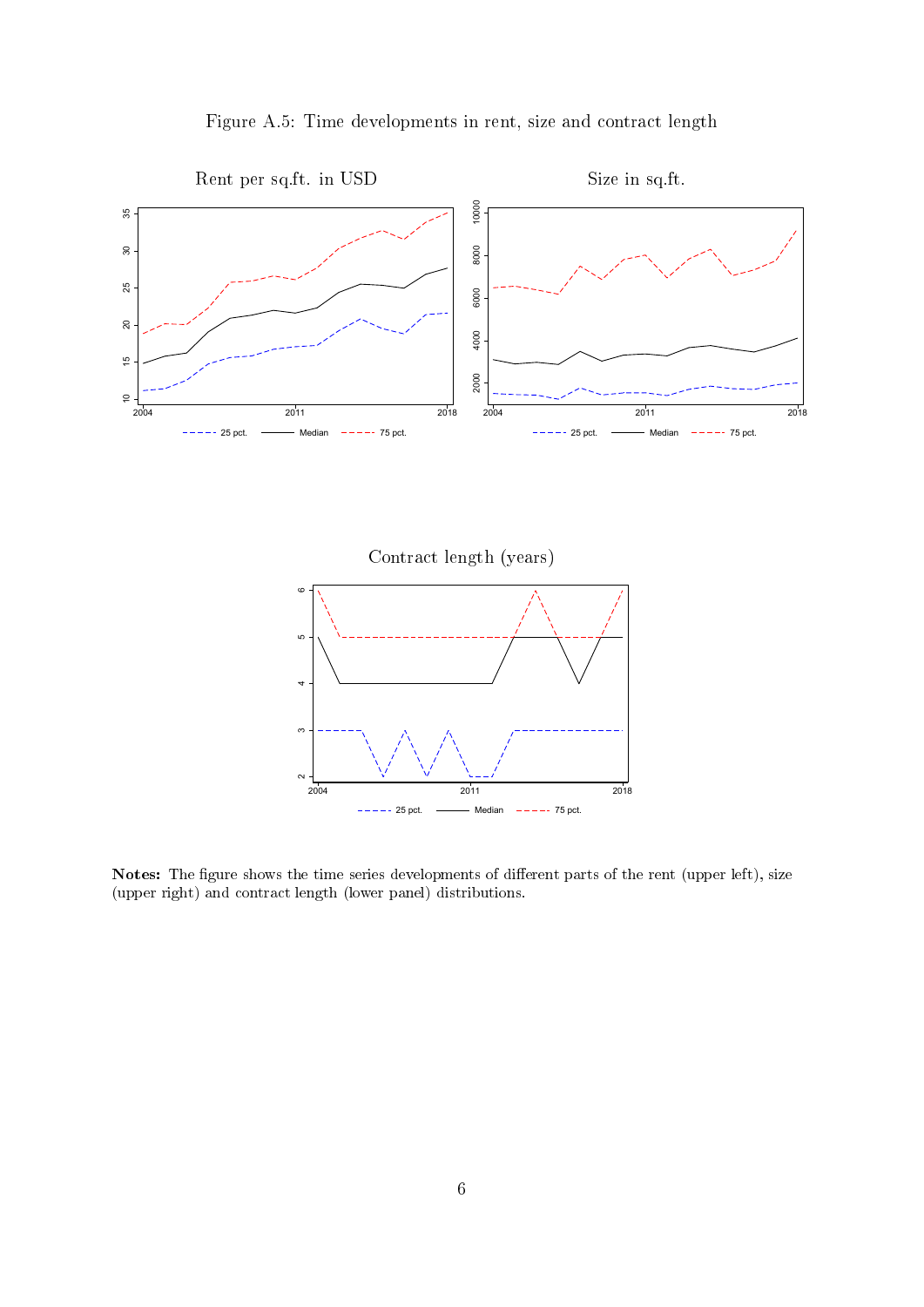Figure A.5: Time developments in rent, size and contract length

**Notes:** The figure shows the time series developments of different parts of the rent (upper left), size (upper right) and contract length (lower panel) distributions.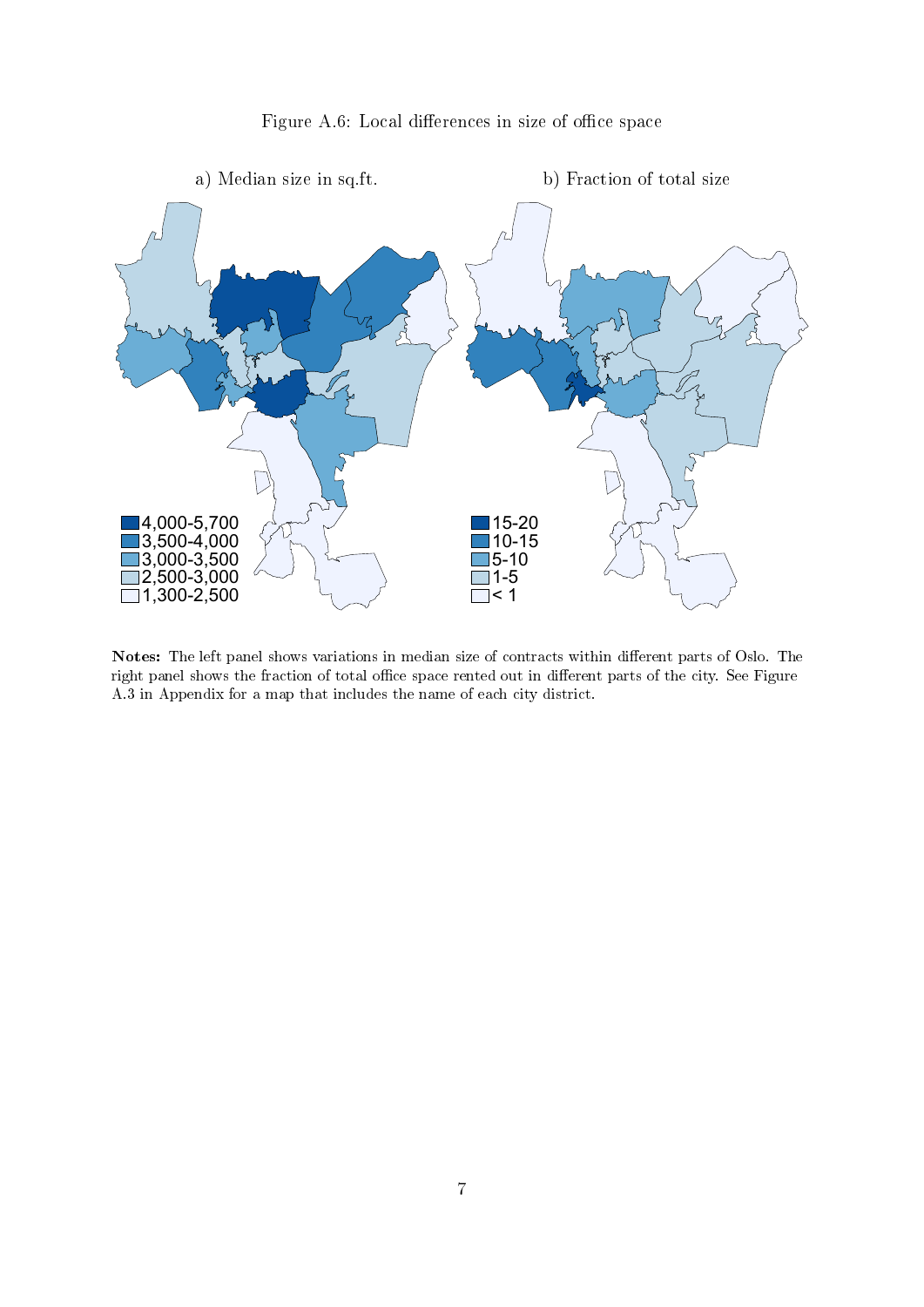Figure A.6: Local differences in size of office space

a) Median size in sq.ft.

b) Fraction of total size

**Notes:** The left panel shows variations in median size of contracts within different parts of Oslo. The right panel shows the fraction of total office space rented out in different parts of the city. See Figure A.3 in Appendix for a map that includes the name of each city district.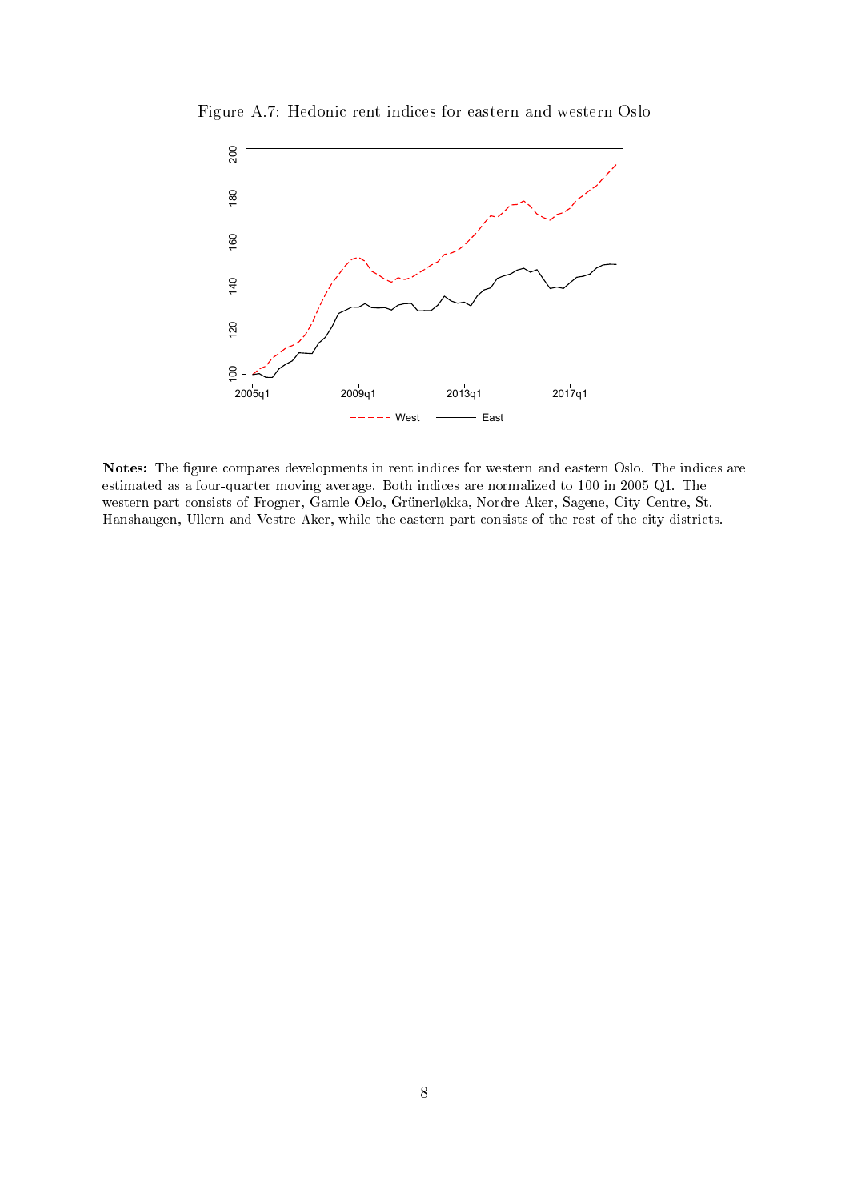Figure A.7: Hedonic rent indices for eastern and western Oslo

**Notes:** The figure compares developments in rent indices for western and eastern Oslo. The indices are estimated as a four-quarter moving average. Both indices are normalized to 100 in 2005 Q1. The western part consists of Frogner, Gamle Oslo, Grünerløkka, Nordre Aker, Sagene, City Centre, St. Hanshaugen, Ullern and Vestre Aker, while the eastern part consists of the rest of the city districts.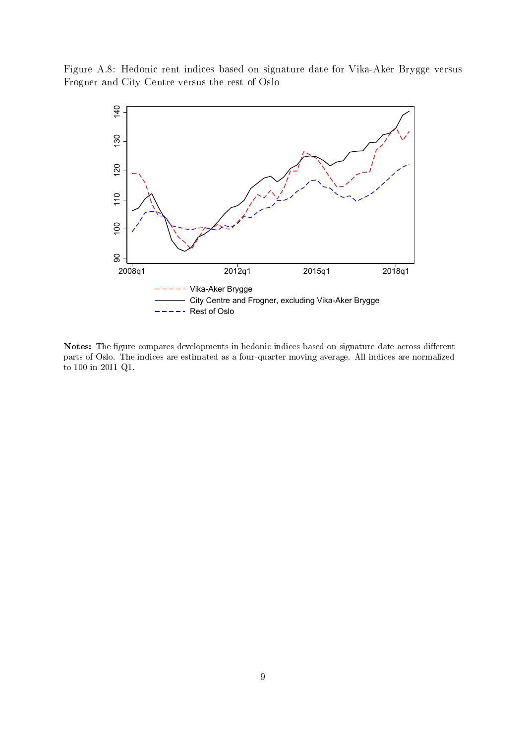Figure A.8: Hedonic rent indices based on signature date for Vika-Aker Brygge versus Frogner and City Centre versus the rest of Oslo

**Notes:** The figure compares developments in hedonic indices based on signature date across different parts of Oslo. The indices are estimated as a four-quarter moving average. All indices are normalized to 100 in 2011 Q1.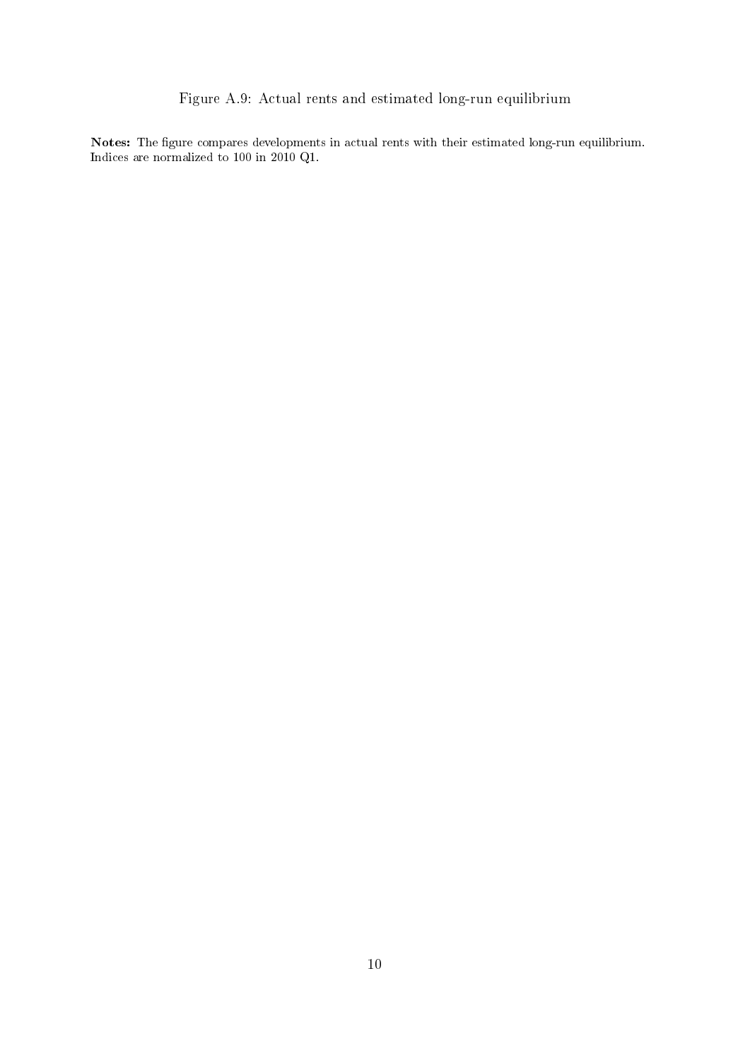Figure A.9: Actual rents and estimated long-run equilibrium

**Notes:** The figure compares developments in actual rents with their estimated long-run equilibrium. Indices are normalized to 100 in 2010 Q1.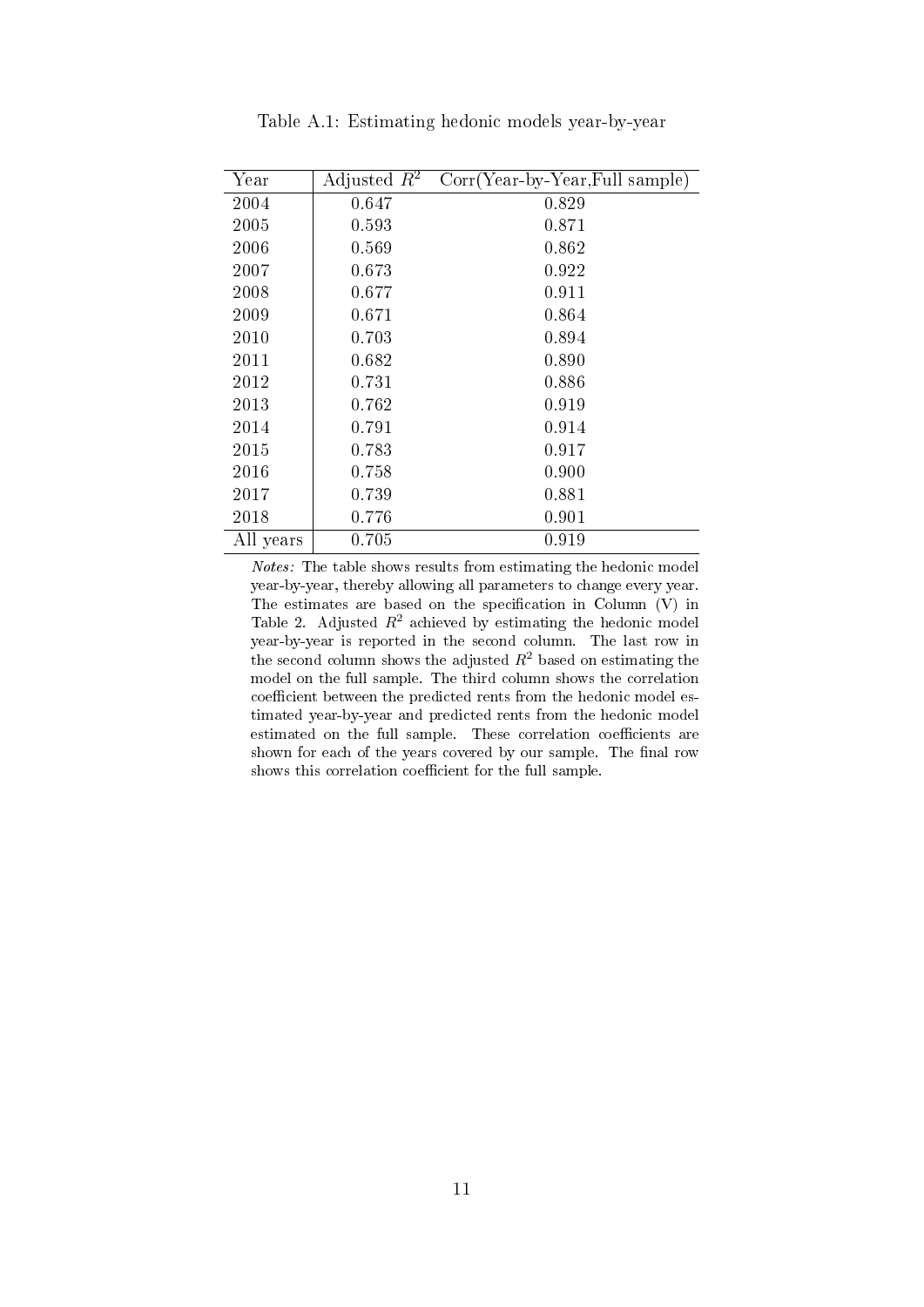Table A.1: Estimating hedonic models year-by-year

| Year | Adjusted $R^2$ | Corr(Year-by-Year,Full sample) |
|---|---|---|
| 2004 | 0.647 | 0.829 |
| 2005 | 0.593 | 0.871 |
| 2006 | 0.569 | 0.862 |
| 2007 | 0.673 | 0.922 |
| 2008 | 0.677 | 0.911 |
| 2009 | 0.671 | 0.864 |
| 2010 | 0.703 | 0.894 |
| 2011 | 0.682 | 0.890 |
| 2012 | 0.731 | 0.886 |
| 2013 | 0.762 | 0.919 |
| 2014 | 0.791 | 0.914 |
| 2015 | 0.783 | 0.917 |
| 2016 | 0.758 | 0.900 |
| 2017 | 0.739 | 0.881 |
| 2018 | 0.776 | 0.901 |
| All years | 0.705 | 0.919 |

*Notes:* The table shows results from estimating the hedonic model year-by-year, thereby allowing all parameters to change every year. The estimates are based on the specification in Column (V) in Table 2. Adjusted $R^2$ achieved by estimating the hedonic model year-by-year is reported in the second column. The last row in the second column shows the adjusted $R^2$ based on estimating the model on the full sample. The third column shows the correlation coefficient between the predicted rents from the hedonic model estimated year-by-year and predicted rents from the hedonic model estimated on the full sample. These correlation coefficients are shown for each of the years covered by our sample. The final row shows this correlation coefficient for the full sample.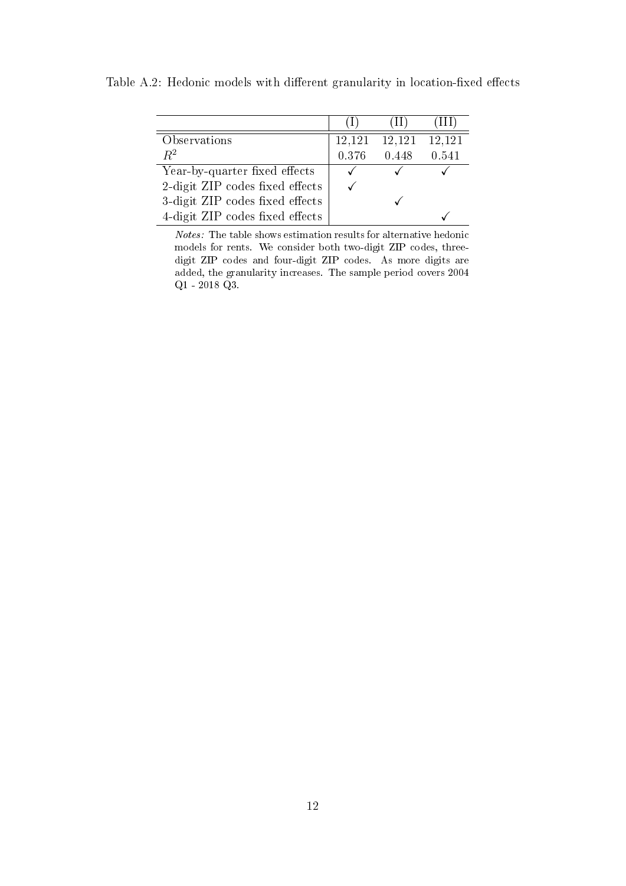Table A.2: Hedonic models with different granularity in location-fixed effects

| | (I) | (II) | (III) |
|---|---|---|---|
| Observations | 12,121 | 12,121 | 12,121 |
| $R^2$ | 0.376 | 0.448 | 0.541 |
| Year-by-quarter fixed effects | ✓ | ✓ | ✓ |
| 2-digit ZIP codes fixed effects | ✓ | | |
| 3-digit ZIP codes fixed effects | | ✓ | |
| 4-digit ZIP codes fixed effects | | | ✓ |

*Notes:* The table shows estimation results for alternative hedonic models for rents. We consider both two-digit ZIP codes, three-digit ZIP codes and four-digit ZIP codes. As more digits are added, the granularity increases. The sample period covers 2004 Q1 - 2018 Q3.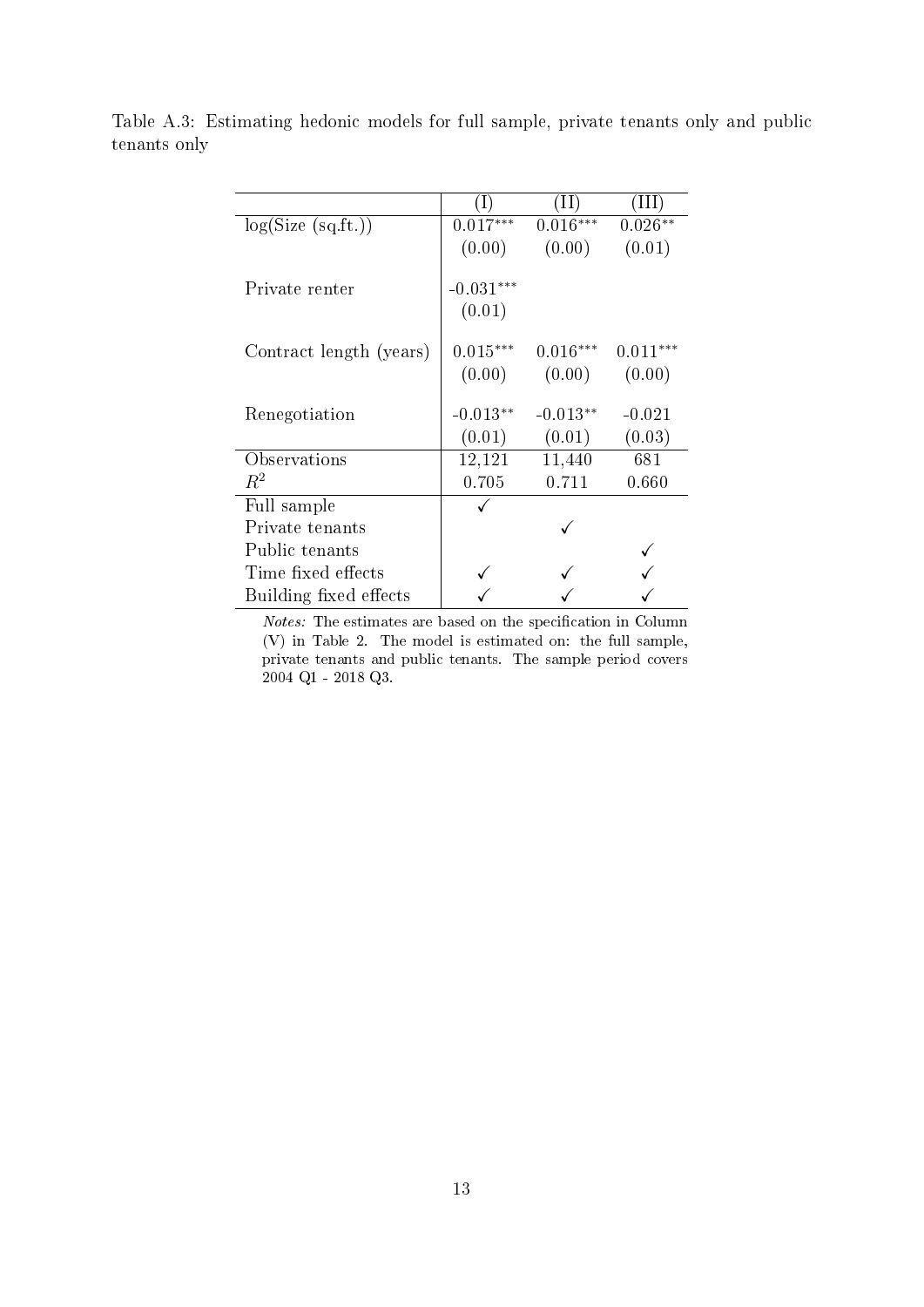Table A.3: Estimating hedonic models for full sample, private tenants only and public tenants only

| | (I) | (II) | (III) |
|---|---|---|---|
| log(Size (sq.ft.)) | 0.017*** | 0.016*** | 0.026** |
| | (0.00) | (0.00) | (0.01) |
| Private renter | -0.031*** | | |
| | (0.01) | | |
| Contract length (years) | 0.015*** | 0.016*** | 0.011*** |
| | (0.00) | (0.00) | (0.00) |
| Renegotiation | -0.013** | -0.013** | -0.021 |
| | (0.01) | (0.01) | (0.03) |
| Observations | 12,121 | 11,440 | 681 |
| $R^2$ | 0.705 | 0.711 | 0.660 |
| Full sample | ✓ | | |
| Private tenants | | ✓ | |
| Public tenants | | | ✓ |
| Time fixed effects | ✓ | ✓ | ✓ |
| Building fixed effects | ✓ | ✓ | ✓ |

*Notes:* The estimates are based on the specification in Column (V) in Table 2. The model is estimated on: the full sample, private tenants and public tenants. The sample period covers 2004 Q1 - 2018 Q3.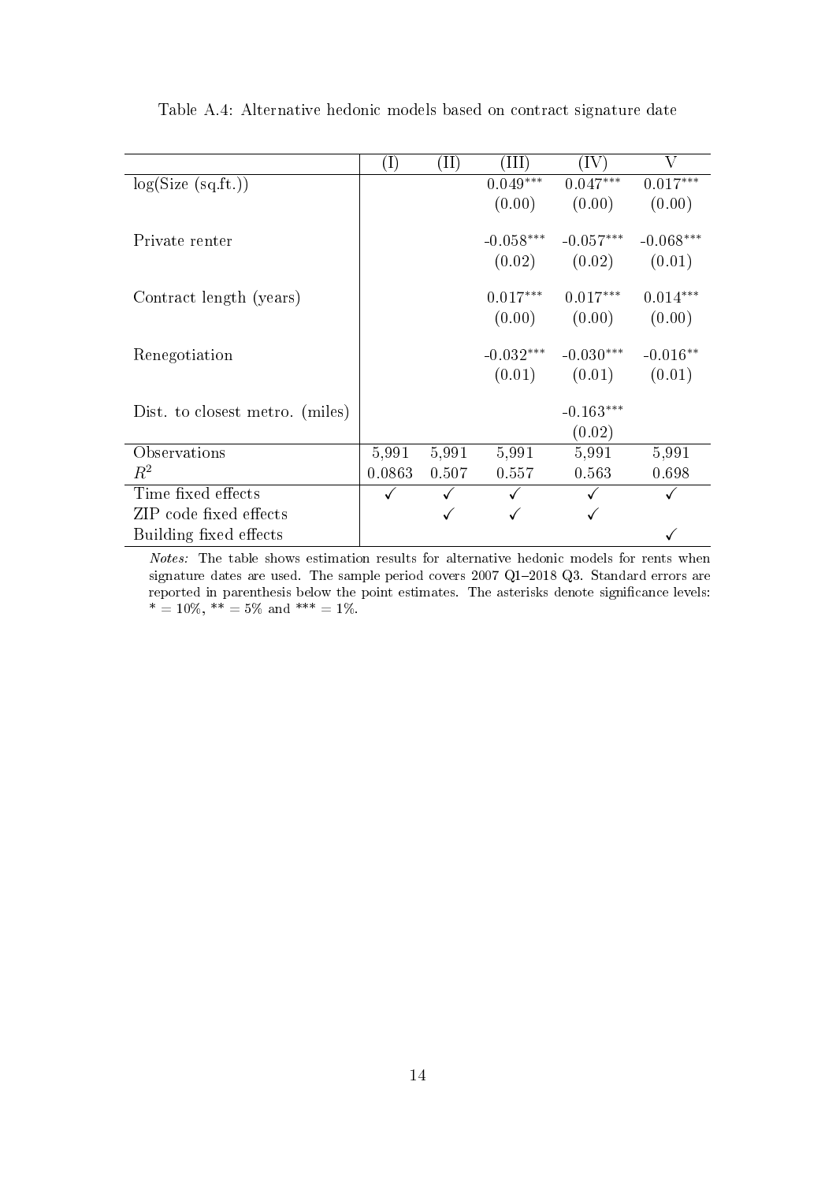Table A.4: Alternative hedonic models based on contract signature date

| | (I) | (II) | (III) | (IV) | V |
|---|---|---|---|---|---|
| log(Size (sq.ft.)) | | | 0.049*** | 0.047*** | 0.017*** |
| | | | (0.00) | (0.00) | (0.00) |
| Private renter | | | -0.058*** | -0.057*** | -0.068*** |
| | | | (0.02) | (0.02) | (0.01) |
| Contract length (years) | | | 0.017*** | 0.017*** | 0.014*** |
| | | | (0.00) | (0.00) | (0.00) |
| Renegotiation | | | -0.032*** | -0.030*** | -0.016** |
| | | | (0.01) | (0.01) | (0.01) |
| Dist. to closest metro. (miles) | | | | -0.163*** | |
| | | | | (0.02) | |
| Observations | 5,991 | 5,991 | 5,991 | 5,991 | 5,991 |
| $R^2$ | 0.0863 | 0.507 | 0.557 | 0.563 | 0.698 |
| Time fixed effects | ✓ | ✓ | ✓ | ✓ | ✓ |
| ZIP code fixed effects | | ✓ | ✓ | ✓ | |
| Building fixed effects | | | | | ✓ |

*Notes:* The table shows estimation results for alternative hedonic models for rents when signature dates are used. The sample period covers 2007 Q1–2018 Q3. Standard errors are reported in parenthesis below the point estimates. The asterisks denote significance levels: * = 10%, ** = 5% and *** = 1%.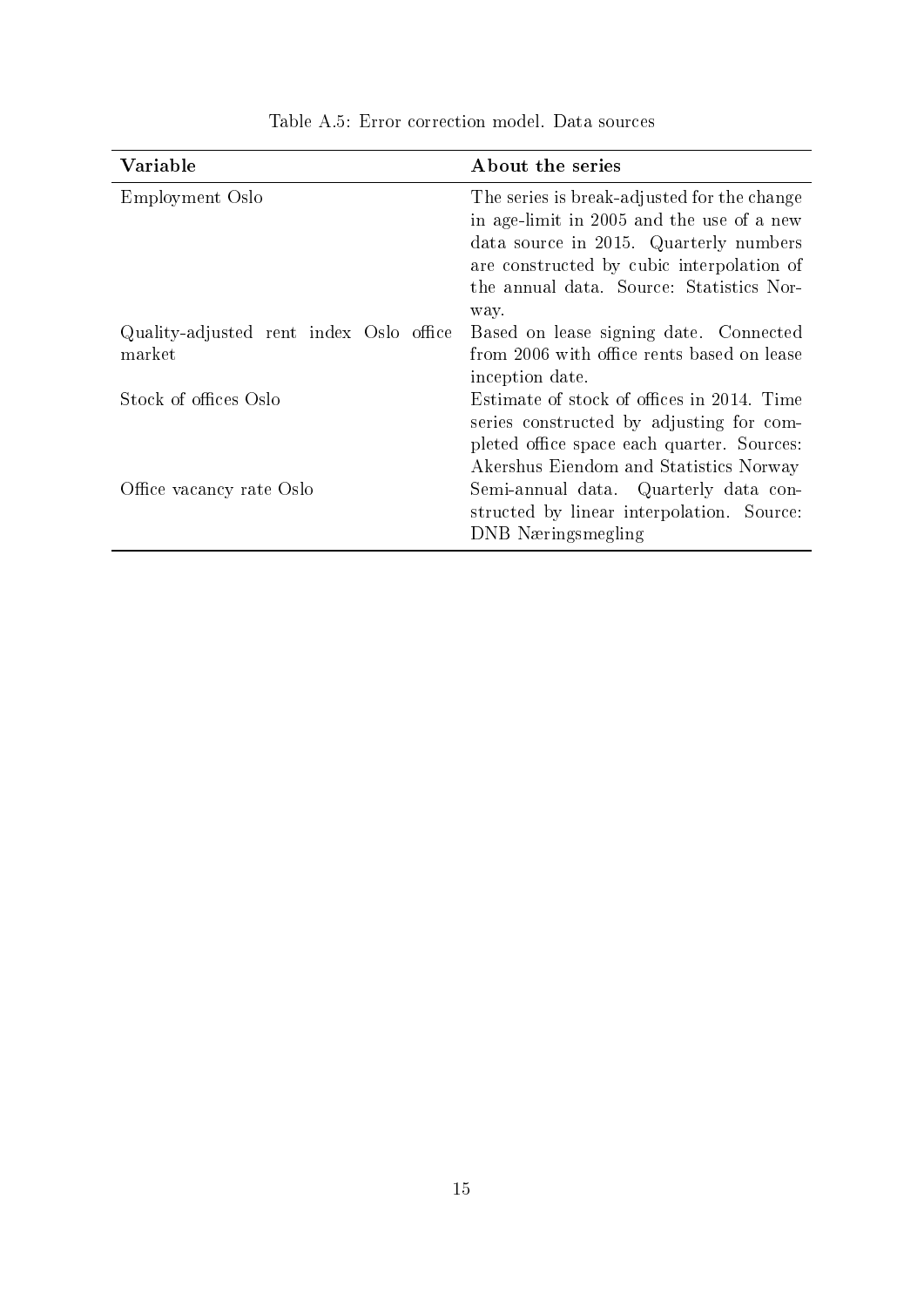Table A.5: Error correction model. Data sources

| Variable | About the series |
|---|---|
| Employment Oslo | The series is break-adjusted for the change in age-limit in 2005 and the use of a new data source in 2015. Quarterly numbers are constructed by cubic interpolation of the annual data. Source: Statistics Norway. |
| Quality-adjusted rent index Oslo office market | Based on lease signing date. Connected from 2006 with office rents based on lease inception date. |
| Stock of offices Oslo | Estimate of stock of offices in 2014. Time series constructed by adjusting for completed office space each quarter. Sources: Akershus Eiendom and Statistics Norway |
| Office vacancy rate Oslo | Semi-annual data. Quarterly data constructed by linear interpolation. Source: DNB Næringsmegling |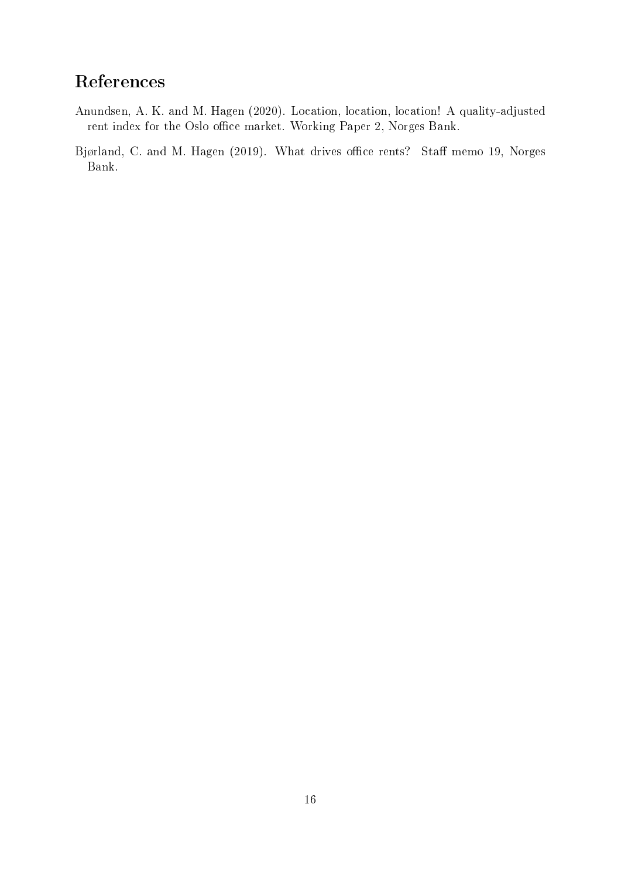# References

Anundsen, A. K. and M. Hagen (2020). Location, location, location! A quality-adjusted rent index for the Oslo office market. Working Paper 2, Norges Bank.

Bjørland, C. and M. Hagen (2019). What drives office rents? Staff memo 19, Norges Bank.